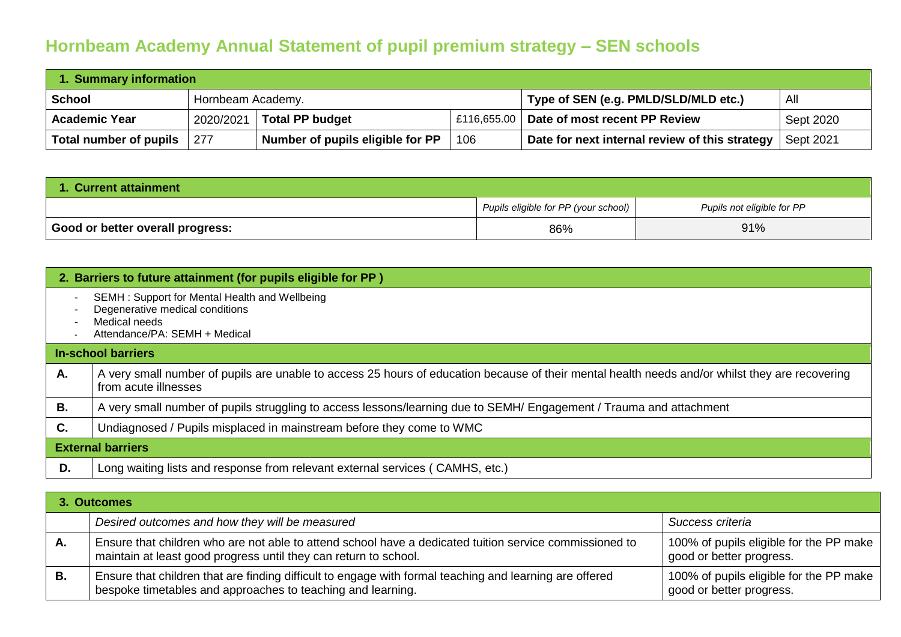# Hornbeam Academy Annual Statement of pupil premium strategy – SEN schools

| 1. Summary information | | | | | |
|---|---|---|---|---|---|
| **School** | Hornbeam Academy. | | | **Type of SEN (e.g. PMLD/SLD/MLD etc.)** | All |
| **Academic Year** | 2020/2021 | **Total PP budget** | £116,655.00 | **Date of most recent PP Review** | Sept 2020 |
| **Total number of pupils** | 277 | **Number of pupils eligible for PP** | 106 | **Date for next internal review of this strategy** | Sept 2021 |

| 1. Current attainment | | |
|---|---|---|
| | *Pupils eligible for PP (your school)* | *Pupils not eligible for PP* |
| **Good or better overall progress:** | 86% | 91% |

## 2. Barriers to future attainment (for pupils eligible for PP )

- SEMH : Support for Mental Health and Wellbeing
- Degenerative medical conditions
- Medical needs
- Attendance/PA: SEMH + Medical

| **In-school barriers** | |
|---|---|
| **A.** | A very small number of pupils are unable to access 25 hours of education because of their mental health needs and/or whilst they are recovering from acute illnesses |
| **B.** | A very small number of pupils struggling to access lessons/learning due to SEMH/ Engagement / Trauma and attachment |
| **C.** | Undiagnosed / Pupils misplaced in mainstream before they come to WMC |
| **External barriers** | |
| **D.** | Long waiting lists and response from relevant external services ( CAMHS, etc.) |

| 3. Outcomes | | |
|---|---|---|
| | *Desired outcomes and how they will be measured* | *Success criteria* |
| **A.** | Ensure that children who are not able to attend school have a dedicated tuition service commissioned to maintain at least good progress until they can return to school. | 100% of pupils eligible for the PP make good or better progress. |
| **B.** | Ensure that children that are finding difficult to engage with formal teaching and learning are offered bespoke timetables and approaches to teaching and learning. | 100% of pupils eligible for the PP make good or better progress. |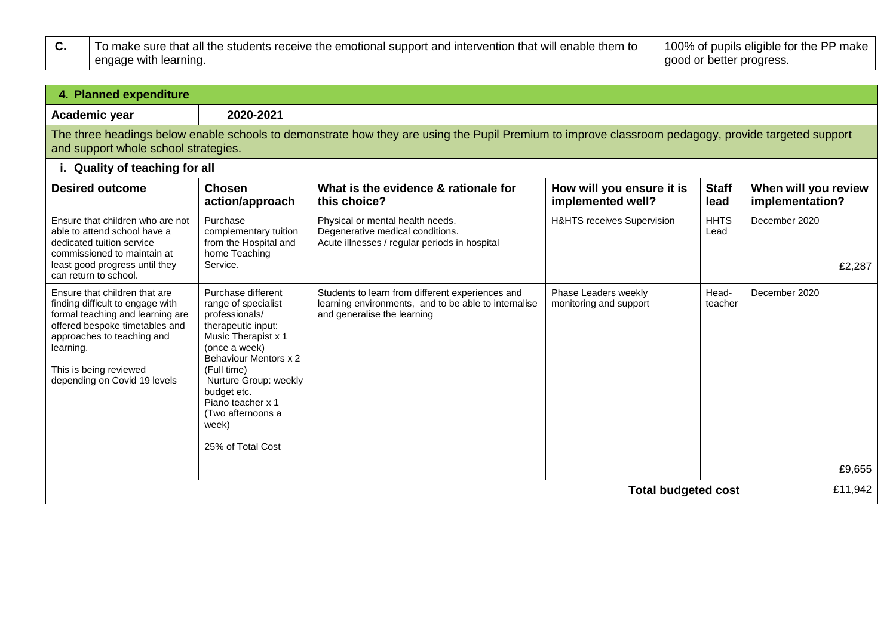| C. | To make sure that all the students receive the emotional support and intervention that will enable them to engage with learning. | 100% of pupils eligible for the PP make good or better progress. |
|---|---|---|

## 4. Planned expenditure

| Academic year | 2020-2021 |
|---|---|

The three headings below enable schools to demonstrate how they are using the Pupil Premium to improve classroom pedagogy, provide targeted support and support whole school strategies.

### i. Quality of teaching for all

| Desired outcome | Chosen action/approach | What is the evidence & rationale for this choice? | How will you ensure it is implemented well? | Staff lead | When will you review implementation? |
|---|---|---|---|---|---|
| Ensure that children who are not able to attend school have a dedicated tuition service commissioned to maintain at least good progress until they can return to school. | Purchase complementary tuition from the Hospital and home Teaching Service. | Physical or mental health needs. Degenerative medical conditions. Acute illnesses / regular periods in hospital | H&HTS receives Supervision | HHTS Lead | December 2020<br><br>£2,287 |
| Ensure that children that are finding difficult to engage with formal teaching and learning are offered bespoke timetables and approaches to teaching and learning.<br><br>This is being reviewed depending on Covid 19 levels | Purchase different range of specialist professionals/ therapeutic input:<br>Music Therapist x 1 (once a week)<br>Behaviour Mentors x 2 (Full time)<br>Nurture Group: weekly budget etc.<br>Piano teacher x 1 (Two afternoons a week)<br><br>25% of Total Cost | Students to learn from different experiences and learning environments, and to be able to internalise and generalise the learning | Phase Leaders weekly monitoring and support | Head-teacher | December 2020<br><br>£9,655 |
| | | | | **Total budgeted cost** | £11,942 |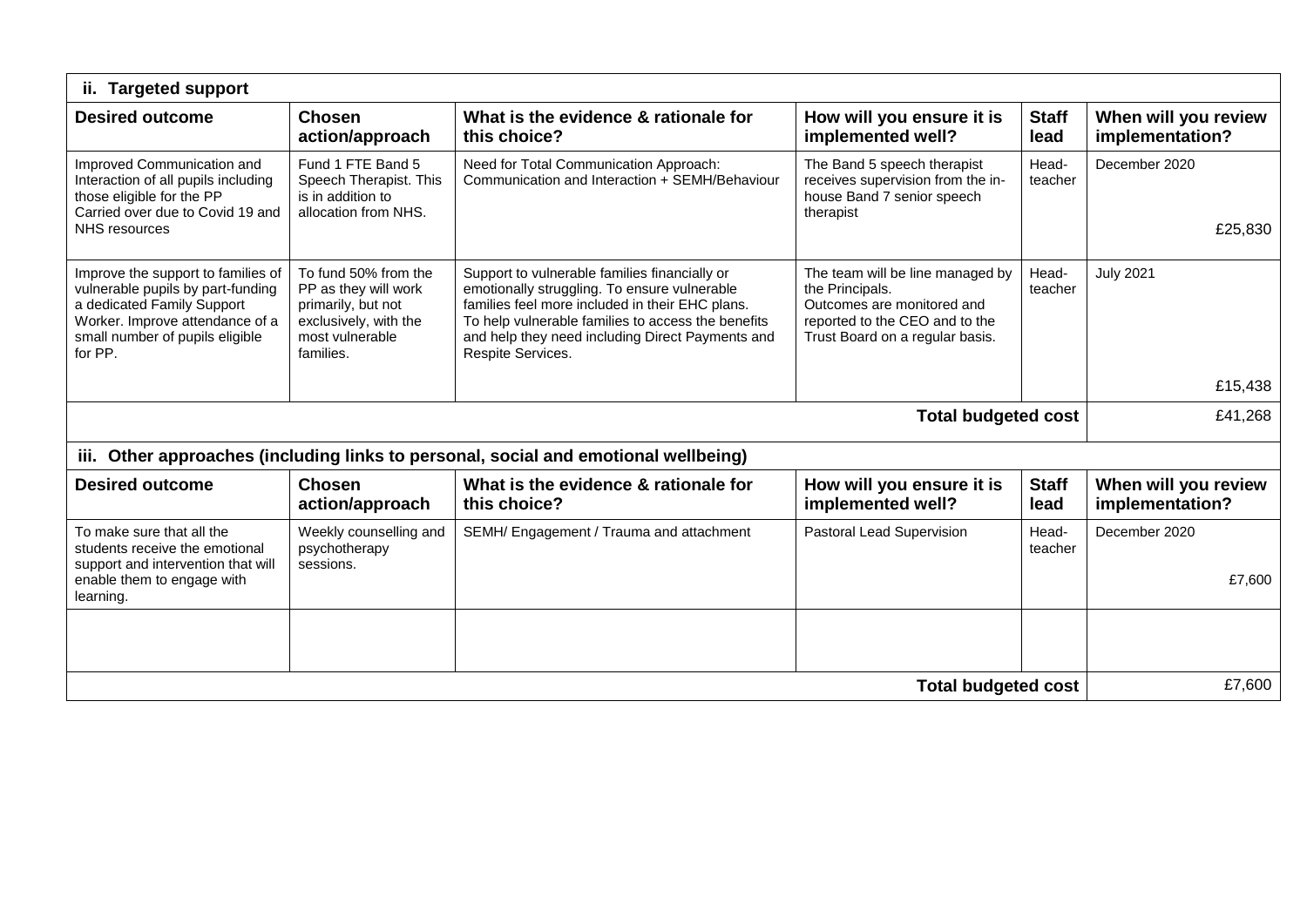## ii. Targeted support

| Desired outcome | Chosen action/approach | What is the evidence & rationale for this choice? | How will you ensure it is implemented well? | Staff lead | When will you review implementation? |
|---|---|---|---|---|---|
| Improved Communication and Interaction of all pupils including those eligible for the PP Carried over due to Covid 19 and NHS resources | Fund 1 FTE Band 5 Speech Therapist. This is in addition to allocation from NHS. | Need for Total Communication Approach: Communication and Interaction + SEMH/Behaviour | The Band 5 speech therapist receives supervision from the in-house Band 7 senior speech therapist | Head-teacher | December 2020<br><br>£25,830 |
| Improve the support to families of vulnerable pupils by part-funding a dedicated Family Support Worker. Improve attendance of a small number of pupils eligible for PP. | To fund 50% from the PP as they will work primarily, but not exclusively, with the most vulnerable families. | Support to vulnerable families financially or emotionally struggling. To ensure vulnerable families feel more included in their EHC plans. To help vulnerable families to access the benefits and help they need including Direct Payments and Respite Services. | The team will be line managed by the Principals. Outcomes are monitored and reported to the CEO and to the Trust Board on a regular basis. | Head-teacher | July 2021<br><br>£15,438 |
| | | | | **Total budgeted cost** | £41,268 |

## iii. Other approaches (including links to personal, social and emotional wellbeing)

| Desired outcome | Chosen action/approach | What is the evidence & rationale for this choice? | How will you ensure it is implemented well? | Staff lead | When will you review implementation? |
|---|---|---|---|---|---|
| To make sure that all the students receive the emotional support and intervention that will enable them to engage with learning. | Weekly counselling and psychotherapy sessions. | SEMH/ Engagement / Trauma and attachment | Pastoral Lead Supervision | Head-teacher | December 2020<br><br>£7,600 |
| | | | | | |
| | | | | **Total budgeted cost** | £7,600 |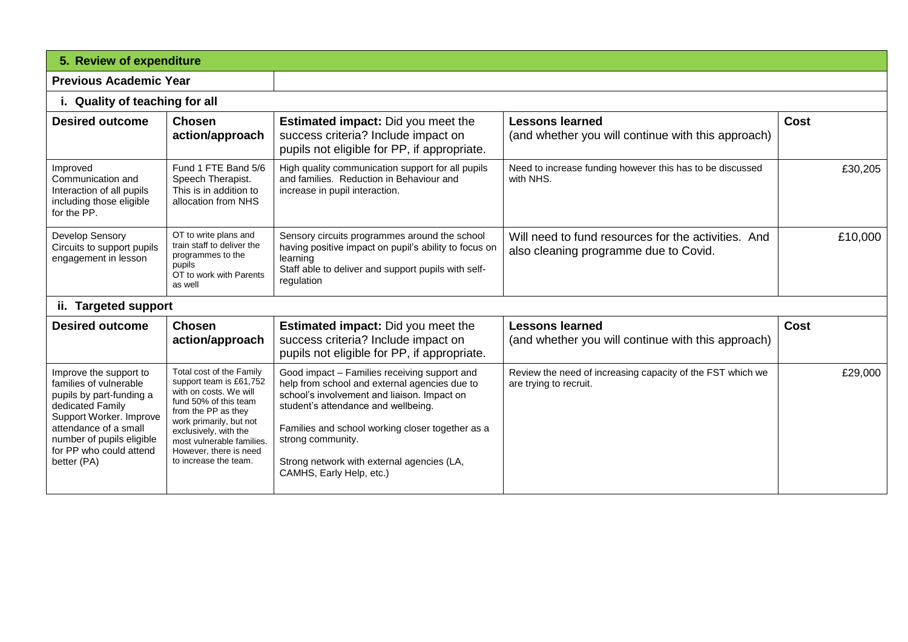## 5. Review of expenditure

### Previous Academic Year

### i. Quality of teaching for all

| Desired outcome | Chosen action/approach | Estimated impact: Did you meet the success criteria? Include impact on pupils not eligible for PP, if appropriate. | Lessons learned (and whether you will continue with this approach) | Cost |
|---|---|---|---|---|
| Improved Communication and Interaction of all pupils including those eligible for the PP. | Fund 1 FTE Band 5/6 Speech Therapist. This is in addition to allocation from NHS | High quality communication support for all pupils and families. Reduction in Behaviour and increase in pupil interaction. | Need to increase funding however this has to be discussed with NHS. | £30,205 |
| Develop Sensory Circuits to support pupils engagement in lesson | OT to write plans and train staff to deliver the programmes to the pupils<br>OT to work with Parents as well | Sensory circuits programmes around the school having positive impact on pupil's ability to focus on learning<br>Staff able to deliver and support pupils with self-regulation | Will need to fund resources for the activities. And also cleaning programme due to Covid. | £10,000 |

### ii. Targeted support

| Desired outcome | Chosen action/approach | Estimated impact: Did you meet the success criteria? Include impact on pupils not eligible for PP, if appropriate. | Lessons learned (and whether you will continue with this approach) | Cost |
|---|---|---|---|---|
| Improve the support to families of vulnerable pupils by part-funding a dedicated Family Support Worker. Improve attendance of a small number of pupils eligible for PP who could attend better (PA) | Total cost of the Family support team is £61,752 with on costs. We will fund 50% of this team from the PP as they work primarily, but not exclusively, with the most vulnerable families. However, there is need to increase the team. | Good impact – Families receiving support and help from school and external agencies due to school's involvement and liaison. Impact on student's attendance and wellbeing.<br><br>Families and school working closer together as a strong community.<br><br>Strong network with external agencies (LA, CAMHS, Early Help, etc.) | Review the need of increasing capacity of the FST which we are trying to recruit. | £29,000 |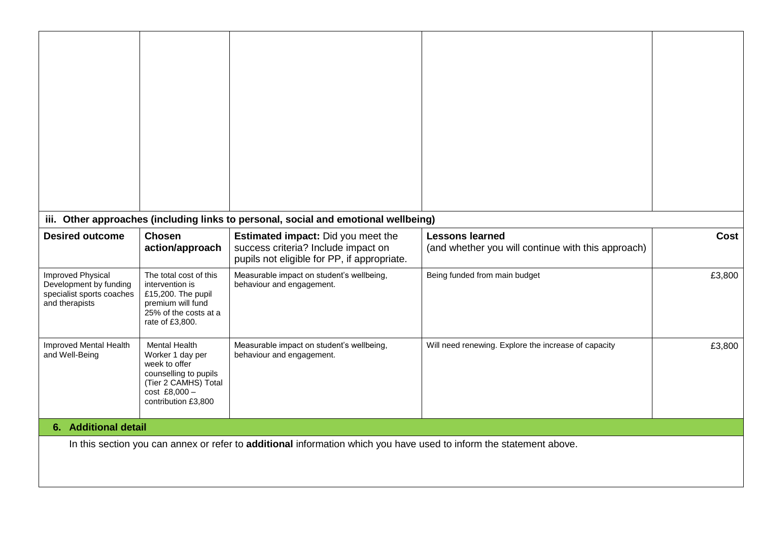| | | | | |
|---|---|---|---|---|
| | | | | |

### iii. Other approaches (including links to personal, social and emotional wellbeing)

| Desired outcome | Chosen action/approach | **Estimated impact:** Did you meet the success criteria? Include impact on pupils not eligible for PP, if appropriate. | **Lessons learned** (and whether you will continue with this approach) | Cost |
|---|---|---|---|---|
| Improved Physical Development by funding specialist sports coaches and therapists | The total cost of this intervention is £15,200. The pupil premium will fund 25% of the costs at a rate of £3,800. | Measurable impact on student's wellbeing, behaviour and engagement. | Being funded from main budget | £3,800 |
| Improved Mental Health and Well-Being | Mental Health Worker 1 day per week to offer counselling to pupils (Tier 2 CAMHS) Total cost £8,000 – contribution £3,800 | Measurable impact on student's wellbeing, behaviour and engagement. | Will need renewing. Explore the increase of capacity | £3,800 |

## 6. Additional detail

In this section you can annex or refer to **additional** information which you have used to inform the statement above.